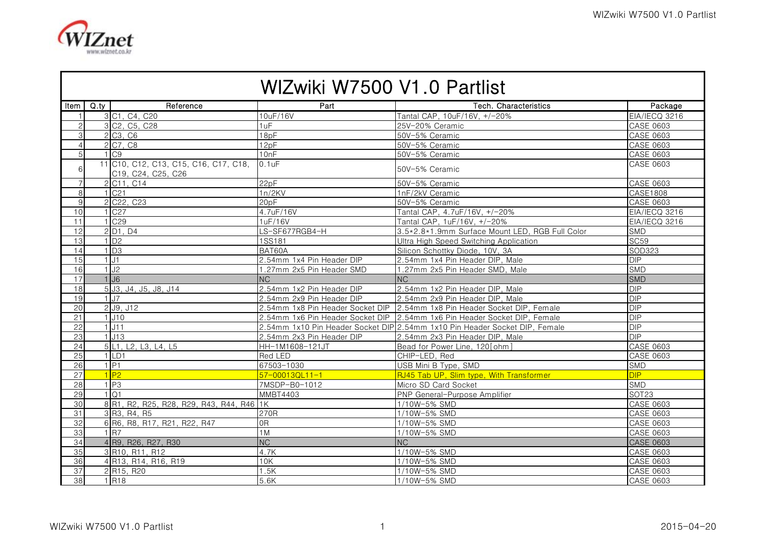# WIZwiki W7500 V1.0 Partlist

| Item | Q.ty | Reference | Part | Tech. Characteristics | Package |
|---|---|---|---|---|---|
| 1 | 3 | C1, C4, C20 | 10uF/16V | Tantal CAP, 10uF/16V, +/-20% | EIA/IECQ 3216 |
| 2 | 3 | C2, C5, C28 | 1uF | 25V-20% Ceramic | CASE 0603 |
| 3 | 2 | C3, C6 | 18pF | 50V-5% Ceramic | CASE 0603 |
| 4 | 2 | C7, C8 | 12pF | 50V-5% Ceramic | CASE 0603 |
| 5 | 1 | C9 | 10nF | 50V-5% Ceramic | CASE 0603 |
| 6 | 11 | C10, C12, C13, C15, C16, C17, C18, C19, C24, C25, C26 | 0.1uF | 50V-5% Ceramic | CASE 0603 |
| 7 | 2 | C11, C14 | 22pF | 50V-5% Ceramic | CASE 0603 |
| 8 | 1 | C21 | 1n/2KV | 1nF/2kV Ceramic | CASE1808 |
| 9 | 2 | C22, C23 | 20pF | 50V-5% Ceramic | CASE 0603 |
| 10 | 1 | C27 | 4.7uF/16V | Tantal CAP, 4.7uF/16V, +/-20% | EIA/IECQ 3216 |
| 11 | 1 | C29 | 1uF/16V | Tantal CAP, 1uF/16V, +/-20% | EIA/IECQ 3216 |
| 12 | 2 | D1, D4 | LS-SF677RGB4-H | 3.5*2.8*1.9mm Surface Mount LED, RGB Full Color | SMD |
| 13 | 1 | D2 | 1SS181 | Ultra High Speed Switching Application | SC59 |
| 14 | 1 | D3 | BAT60A | Silicon Schottky Diode, 10V, 3A | SOD323 |
| 15 | 1 | J1 | 2.54mm 1x4 Pin Header DIP | 2.54mm 1x4 Pin Header DIP, Male | DIP |
| 16 | 1 | J2 | 1.27mm 2x5 Pin Header SMD | 1.27mm 2x5 Pin Header SMD, Male | SMD |
| 17 | 1 | J6 | NC | NC | SMD |
| 18 | 5 | J3, J4, J5, J8, J14 | 2.54mm 1x2 Pin Header DIP | 2.54mm 1x2 Pin Header DIP, Male | DIP |
| 19 | 1 | J7 | 2.54mm 2x9 Pin Header DIP | 2.54mm 2x9 Pin Header DIP, Male | DIP |
| 20 | 2 | J9, J12 | 2.54mm 1x8 Pin Header Socket DIP | 2.54mm 1x8 Pin Header Socket DIP, Female | DIP |
| 21 | 1 | J10 | 2.54mm 1x6 Pin Header Socket DIP | 2.54mm 1x6 Pin Header Socket DIP, Female | DIP |
| 22 | 1 | J11 | 2.54mm 1x10 Pin Header Socket DIP | 2.54mm 1x10 Pin Header Socket DIP, Female | DIP |
| 23 | 1 | J13 | 2.54mm 2x3 Pin Header DIP | 2.54mm 2x3 Pin Header DIP, Male | DIP |
| 24 | 5 | L1, L2, L3, L4, L5 | HH-1M1608-121JT | Bead for Power Line, 120[ohm] | CASE 0603 |
| 25 | 1 | LD1 | Red LED | CHIP-LED, Red | CASE 0603 |
| 26 | 1 | P1 | 67503-1030 | USB Mini B Type, SMD | SMD |
| 27 | 1 | P2 | 57-00013QL11-1 | RJ45 Tab UP, Slim type, With Transformer | DIP |
| 28 | 1 | P3 | 7MSDP-B0-1012 | Micro SD Card Socket | SMD |
| 29 | 1 | Q1 | MMBT4403 | PNP General-Purpose Amplifier | SOT23 |
| 30 | 8 | R1, R2, R25, R28, R29, R43, R44, R46 | 1K | 1/10W-5% SMD | CASE 0603 |
| 31 | 3 | R3, R4, R5 | 270R | 1/10W-5% SMD | CASE 0603 |
| 32 | 6 | R6, R8, R17, R21, R22, R47 | 0R | 1/10W-5% SMD | CASE 0603 |
| 33 | 1 | R7 | 1M | 1/10W-5% SMD | CASE 0603 |
| 34 | 4 | R9, R26, R27, R30 | NC | NC | CASE 0603 |
| 35 | 3 | R10, R11, R12 | 4.7K | 1/10W-5% SMD | CASE 0603 |
| 36 | 4 | R13, R14, R16, R19 | 10K | 1/10W-5% SMD | CASE 0603 |
| 37 | 2 | R15, R20 | 1.5K | 1/10W-5% SMD | CASE 0603 |
| 38 | 1 | R18 | 5.6K | 1/10W-5% SMD | CASE 0603 |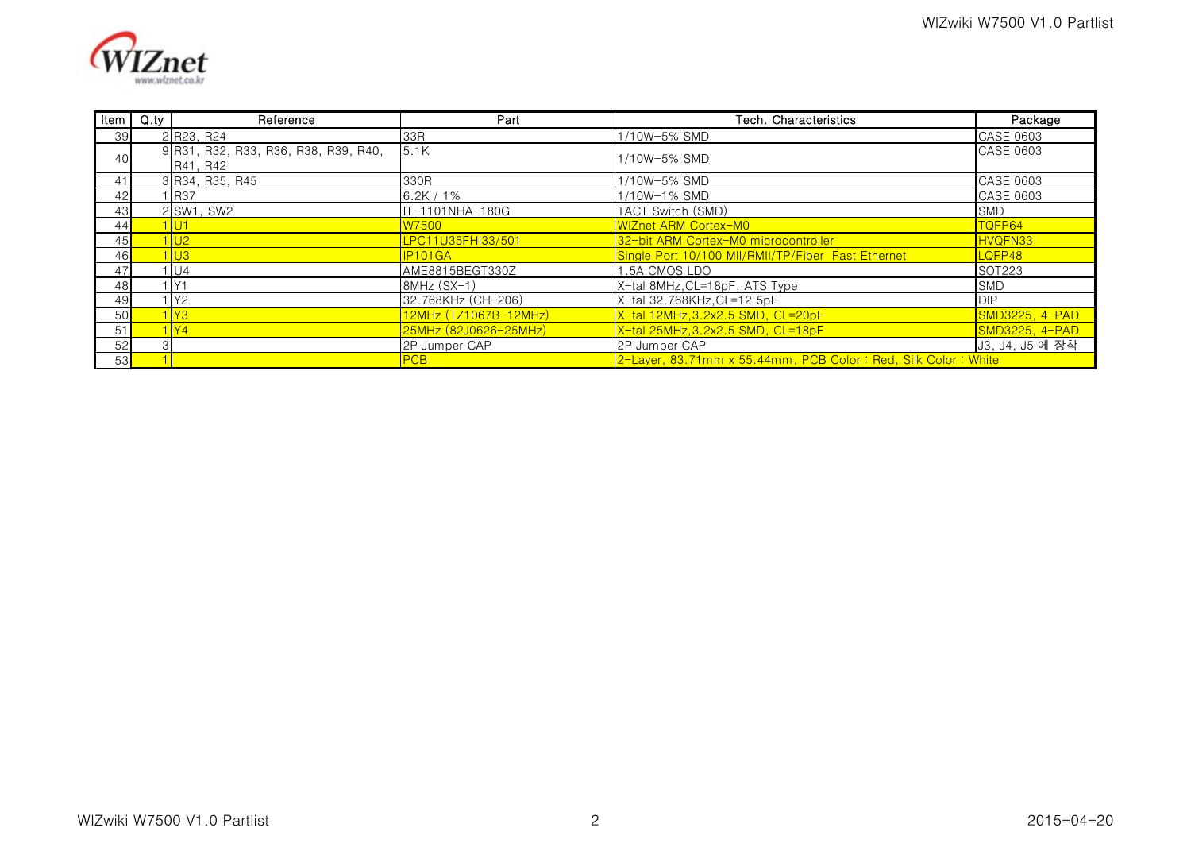| Item | Q.ty | Reference | Part | Tech. Characteristics | Package |
|---|---|---|---|---|---|
| 39 | 2 | R23, R24 | 33R | 1/10W-5% SMD | CASE 0603 |
| 40 | 9 | R31, R32, R33, R36, R38, R39, R40, R41, R42 | 5.1K | 1/10W-5% SMD | CASE 0603 |
| 41 | 3 | R34, R35, R45 | 330R | 1/10W-5% SMD | CASE 0603 |
| 42 | 1 | R37 | 6.2K / 1% | 1/10W-1% SMD | CASE 0603 |
| 43 | 2 | SW1, SW2 | IT-1101NHA-180G | TACT Switch (SMD) | SMD |
| 44 | 1 | U1 | W7500 | WIZnet ARM Cortex-M0 | TQFP64 |
| 45 | 1 | U2 | LPC11U35FHI33/501 | 32-bit ARM Cortex-M0 microcontroller | HVQFN33 |
| 46 | 1 | U3 | IP101GA | Single Port 10/100 MII/RMII/TP/Fiber Fast Ethernet | LQFP48 |
| 47 | 1 | U4 | AME8815BEGT330Z | 1.5A CMOS LDO | SOT223 |
| 48 | 1 | Y1 | 8MHz (SX-1) | X-tal 8MHz,CL=18pF, ATS Type | SMD |
| 49 | 1 | Y2 | 32.768KHz (CH-206) | X-tal 32.768KHz,CL=12.5pF | DIP |
| 50 | 1 | Y3 | 12MHz (TZ1067B-12MHz) | X-tal 12MHz,3.2x2.5 SMD, CL=20pF | SMD3225, 4-PAD |
| 51 | 1 | Y4 | 25MHz (82J0626-25MHz) | X-tal 25MHz,3.2x2.5 SMD, CL=18pF | SMD3225, 4-PAD |
| 52 | 3 | | 2P Jumper CAP | 2P Jumper CAP | J3, J4, J5 에 장착 |
| 53 | 1 | | PCB | 2-Layer, 83.71mm x 55.44mm, PCB Color : Red, Silk Color : White | |